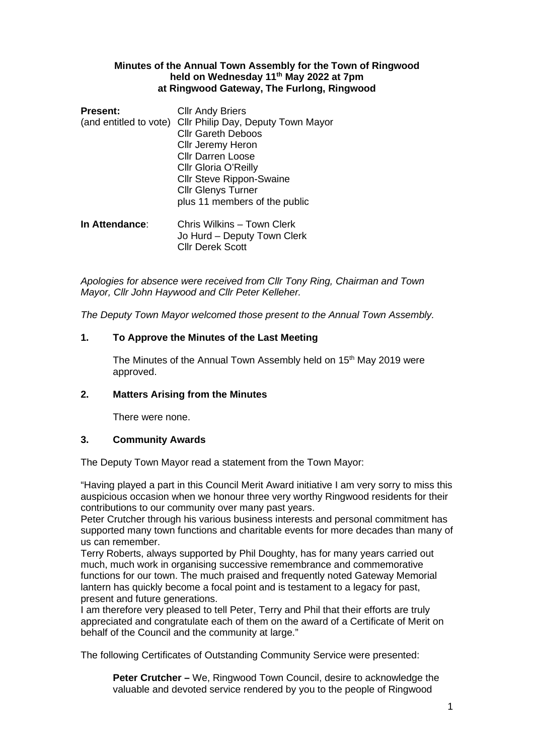**Minutes of the Annual Town Assembly for the Town of Ringwood held on Wednesday 11th May 2022 at 7pm at Ringwood Gateway, The Furlong, Ringwood**

**Present:** (and entitled to vote)
Cllr Andy Briers
Cllr Philip Day, Deputy Town Mayor
Cllr Gareth Deboos
Cllr Jeremy Heron
Cllr Darren Loose
Cllr Gloria O'Reilly
Cllr Steve Rippon-Swaine
Cllr Glenys Turner
plus 11 members of the public

**In Attendance**:
Chris Wilkins – Town Clerk
Jo Hurd – Deputy Town Clerk
Cllr Derek Scott

*Apologies for absence were received from Cllr Tony Ring, Chairman and Town Mayor, Cllr John Haywood and Cllr Peter Kelleher.*

*The Deputy Town Mayor welcomed those present to the Annual Town Assembly.*

## 1. To Approve the Minutes of the Last Meeting

The Minutes of the Annual Town Assembly held on 15th May 2019 were approved.

## 2. Matters Arising from the Minutes

There were none.

## 3. Community Awards

The Deputy Town Mayor read a statement from the Town Mayor:

"Having played a part in this Council Merit Award initiative I am very sorry to miss this auspicious occasion when we honour three very worthy Ringwood residents for their contributions to our community over many past years.
Peter Crutcher through his various business interests and personal commitment has supported many town functions and charitable events for more decades than many of us can remember.
Terry Roberts, always supported by Phil Doughty, has for many years carried out much, much work in organising successive remembrance and commemorative functions for our town. The much praised and frequently noted Gateway Memorial lantern has quickly become a focal point and is testament to a legacy for past, present and future generations.
I am therefore very pleased to tell Peter, Terry and Phil that their efforts are truly appreciated and congratulate each of them on the award of a Certificate of Merit on behalf of the Council and the community at large."

The following Certificates of Outstanding Community Service were presented:

**Peter Crutcher –** We, Ringwood Town Council, desire to acknowledge the valuable and devoted service rendered by you to the people of Ringwood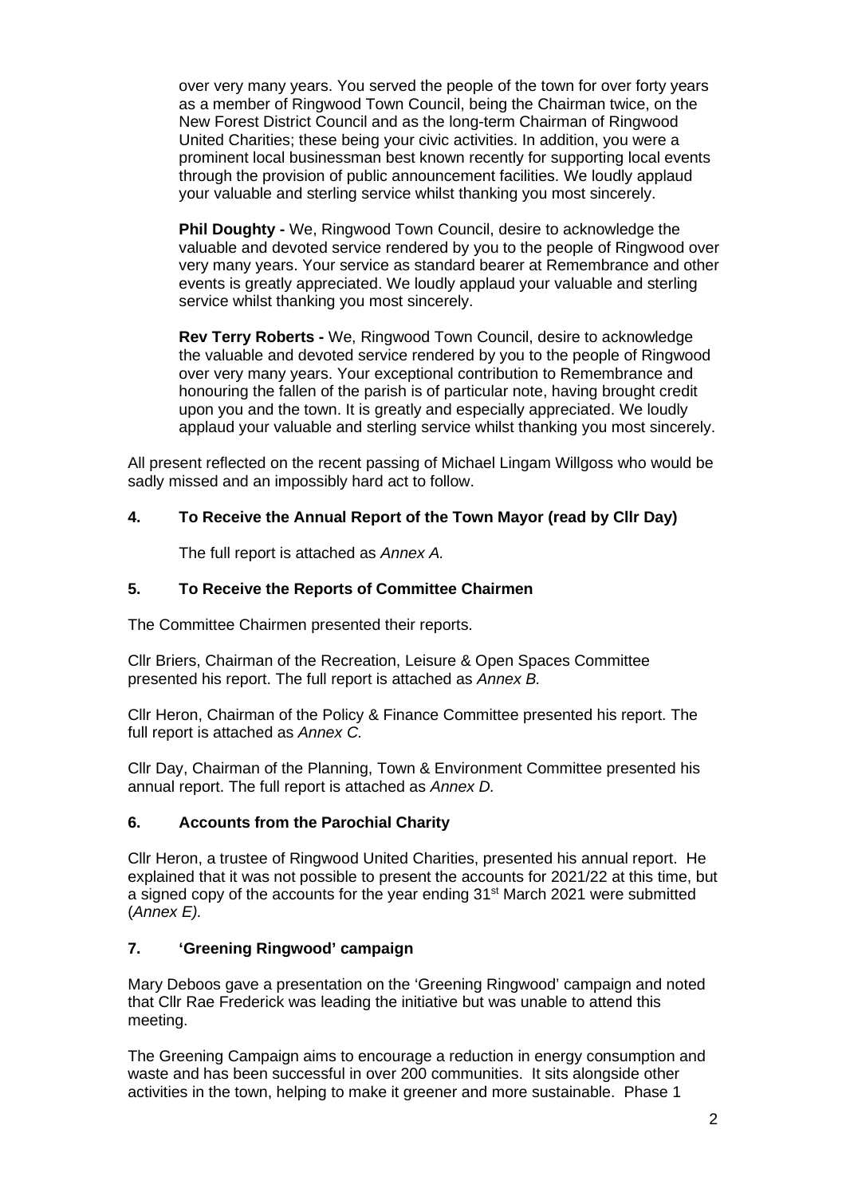over very many years. You served the people of the town for over forty years as a member of Ringwood Town Council, being the Chairman twice, on the New Forest District Council and as the long-term Chairman of Ringwood United Charities; these being your civic activities. In addition, you were a prominent local businessman best known recently for supporting local events through the provision of public announcement facilities. We loudly applaud your valuable and sterling service whilst thanking you most sincerely.

**Phil Doughty -** We, Ringwood Town Council, desire to acknowledge the valuable and devoted service rendered by you to the people of Ringwood over very many years. Your service as standard bearer at Remembrance and other events is greatly appreciated. We loudly applaud your valuable and sterling service whilst thanking you most sincerely.

**Rev Terry Roberts -** We, Ringwood Town Council, desire to acknowledge the valuable and devoted service rendered by you to the people of Ringwood over very many years. Your exceptional contribution to Remembrance and honouring the fallen of the parish is of particular note, having brought credit upon you and the town. It is greatly and especially appreciated. We loudly applaud your valuable and sterling service whilst thanking you most sincerely.

All present reflected on the recent passing of Michael Lingam Willgoss who would be sadly missed and an impossibly hard act to follow.

### 4. To Receive the Annual Report of the Town Mayor (read by Cllr Day)

The full report is attached as *Annex A.*

### 5. To Receive the Reports of Committee Chairmen

The Committee Chairmen presented their reports.

Cllr Briers, Chairman of the Recreation, Leisure & Open Spaces Committee presented his report. The full report is attached as *Annex B.*

Cllr Heron, Chairman of the Policy & Finance Committee presented his report. The full report is attached as *Annex C.*

Cllr Day, Chairman of the Planning, Town & Environment Committee presented his annual report. The full report is attached as *Annex D.*

### 6. Accounts from the Parochial Charity

Cllr Heron, a trustee of Ringwood United Charities, presented his annual report. He explained that it was not possible to present the accounts for 2021/22 at this time, but a signed copy of the accounts for the year ending 31st March 2021 were submitted (*Annex E).*

### 7. 'Greening Ringwood' campaign

Mary Deboos gave a presentation on the 'Greening Ringwood' campaign and noted that Cllr Rae Frederick was leading the initiative but was unable to attend this meeting.

The Greening Campaign aims to encourage a reduction in energy consumption and waste and has been successful in over 200 communities. It sits alongside other activities in the town, helping to make it greener and more sustainable. Phase 1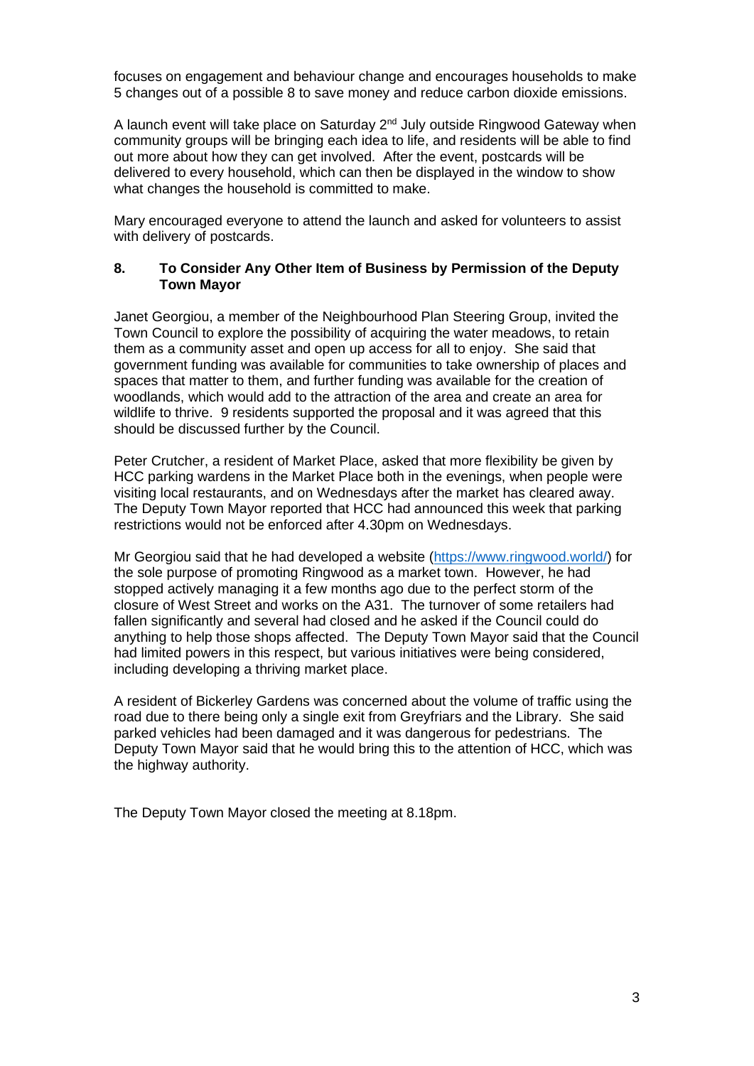focuses on engagement and behaviour change and encourages households to make 5 changes out of a possible 8 to save money and reduce carbon dioxide emissions.

A launch event will take place on Saturday 2nd July outside Ringwood Gateway when community groups will be bringing each idea to life, and residents will be able to find out more about how they can get involved. After the event, postcards will be delivered to every household, which can then be displayed in the window to show what changes the household is committed to make.

Mary encouraged everyone to attend the launch and asked for volunteers to assist with delivery of postcards.

## 8. To Consider Any Other Item of Business by Permission of the Deputy Town Mayor

Janet Georgiou, a member of the Neighbourhood Plan Steering Group, invited the Town Council to explore the possibility of acquiring the water meadows, to retain them as a community asset and open up access for all to enjoy. She said that government funding was available for communities to take ownership of places and spaces that matter to them, and further funding was available for the creation of woodlands, which would add to the attraction of the area and create an area for wildlife to thrive. 9 residents supported the proposal and it was agreed that this should be discussed further by the Council.

Peter Crutcher, a resident of Market Place, asked that more flexibility be given by HCC parking wardens in the Market Place both in the evenings, when people were visiting local restaurants, and on Wednesdays after the market has cleared away. The Deputy Town Mayor reported that HCC had announced this week that parking restrictions would not be enforced after 4.30pm on Wednesdays.

Mr Georgiou said that he had developed a website (https://www.ringwood.world/) for the sole purpose of promoting Ringwood as a market town. However, he had stopped actively managing it a few months ago due to the perfect storm of the closure of West Street and works on the A31. The turnover of some retailers had fallen significantly and several had closed and he asked if the Council could do anything to help those shops affected. The Deputy Town Mayor said that the Council had limited powers in this respect, but various initiatives were being considered, including developing a thriving market place.

A resident of Bickerley Gardens was concerned about the volume of traffic using the road due to there being only a single exit from Greyfriars and the Library. She said parked vehicles had been damaged and it was dangerous for pedestrians. The Deputy Town Mayor said that he would bring this to the attention of HCC, which was the highway authority.

The Deputy Town Mayor closed the meeting at 8.18pm.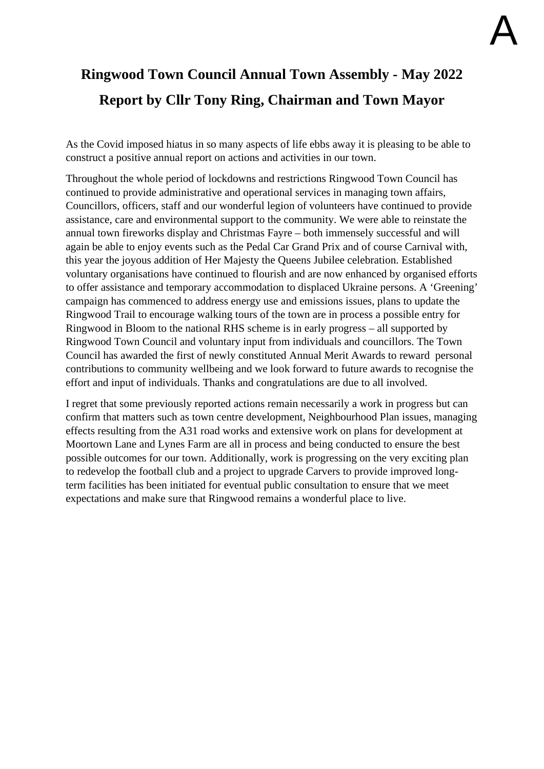A

# Ringwood Town Council Annual Town Assembly - May 2022

## Report by Cllr Tony Ring, Chairman and Town Mayor

As the Covid imposed hiatus in so many aspects of life ebbs away it is pleasing to be able to construct a positive annual report on actions and activities in our town.

Throughout the whole period of lockdowns and restrictions Ringwood Town Council has continued to provide administrative and operational services in managing town affairs, Councillors, officers, staff and our wonderful legion of volunteers have continued to provide assistance, care and environmental support to the community. We were able to reinstate the annual town fireworks display and Christmas Fayre – both immensely successful and will again be able to enjoy events such as the Pedal Car Grand Prix and of course Carnival with, this year the joyous addition of Her Majesty the Queens Jubilee celebration. Established voluntary organisations have continued to flourish and are now enhanced by organised efforts to offer assistance and temporary accommodation to displaced Ukraine persons. A 'Greening' campaign has commenced to address energy use and emissions issues, plans to update the Ringwood Trail to encourage walking tours of the town are in process a possible entry for Ringwood in Bloom to the national RHS scheme is in early progress – all supported by Ringwood Town Council and voluntary input from individuals and councillors. The Town Council has awarded the first of newly constituted Annual Merit Awards to reward personal contributions to community wellbeing and we look forward to future awards to recognise the effort and input of individuals. Thanks and congratulations are due to all involved.

I regret that some previously reported actions remain necessarily a work in progress but can confirm that matters such as town centre development, Neighbourhood Plan issues, managing effects resulting from the A31 road works and extensive work on plans for development at Moortown Lane and Lynes Farm are all in process and being conducted to ensure the best possible outcomes for our town. Additionally, work is progressing on the very exciting plan to redevelop the football club and a project to upgrade Carvers to provide improved long-term facilities has been initiated for eventual public consultation to ensure that we meet expectations and make sure that Ringwood remains a wonderful place to live.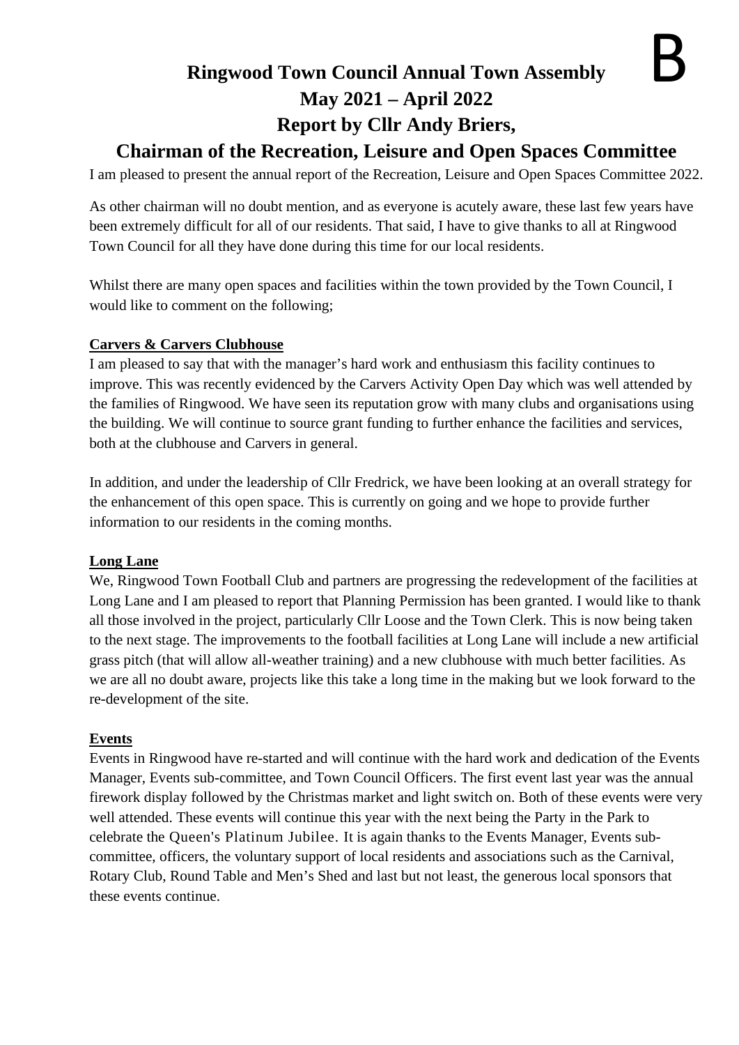B

# Ringwood Town Council Annual Town Assembly
# May 2021 – April 2022
# Report by Cllr Andy Briers,
# Chairman of the Recreation, Leisure and Open Spaces Committee

I am pleased to present the annual report of the Recreation, Leisure and Open Spaces Committee 2022.

As other chairman will no doubt mention, and as everyone is acutely aware, these last few years have been extremely difficult for all of our residents. That said, I have to give thanks to all at Ringwood Town Council for all they have done during this time for our local residents.

Whilst there are many open spaces and facilities within the town provided by the Town Council, I would like to comment on the following;

**Carvers & Carvers Clubhouse**

I am pleased to say that with the manager's hard work and enthusiasm this facility continues to improve. This was recently evidenced by the Carvers Activity Open Day which was well attended by the families of Ringwood. We have seen its reputation grow with many clubs and organisations using the building. We will continue to source grant funding to further enhance the facilities and services, both at the clubhouse and Carvers in general.

In addition, and under the leadership of Cllr Fredrick, we have been looking at an overall strategy for the enhancement of this open space. This is currently on going and we hope to provide further information to our residents in the coming months.

**Long Lane**

We, Ringwood Town Football Club and partners are progressing the redevelopment of the facilities at Long Lane and I am pleased to report that Planning Permission has been granted. I would like to thank all those involved in the project, particularly Cllr Loose and the Town Clerk. This is now being taken to the next stage. The improvements to the football facilities at Long Lane will include a new artificial grass pitch (that will allow all-weather training) and a new clubhouse with much better facilities. As we are all no doubt aware, projects like this take a long time in the making but we look forward to the re-development of the site.

**Events**

Events in Ringwood have re-started and will continue with the hard work and dedication of the Events Manager, Events sub-committee, and Town Council Officers. The first event last year was the annual firework display followed by the Christmas market and light switch on. Both of these events were very well attended. These events will continue this year with the next being the Party in the Park to celebrate the Queen's Platinum Jubilee. It is again thanks to the Events Manager, Events sub-committee, officers, the voluntary support of local residents and associations such as the Carnival, Rotary Club, Round Table and Men's Shed and last but not least, the generous local sponsors that these events continue.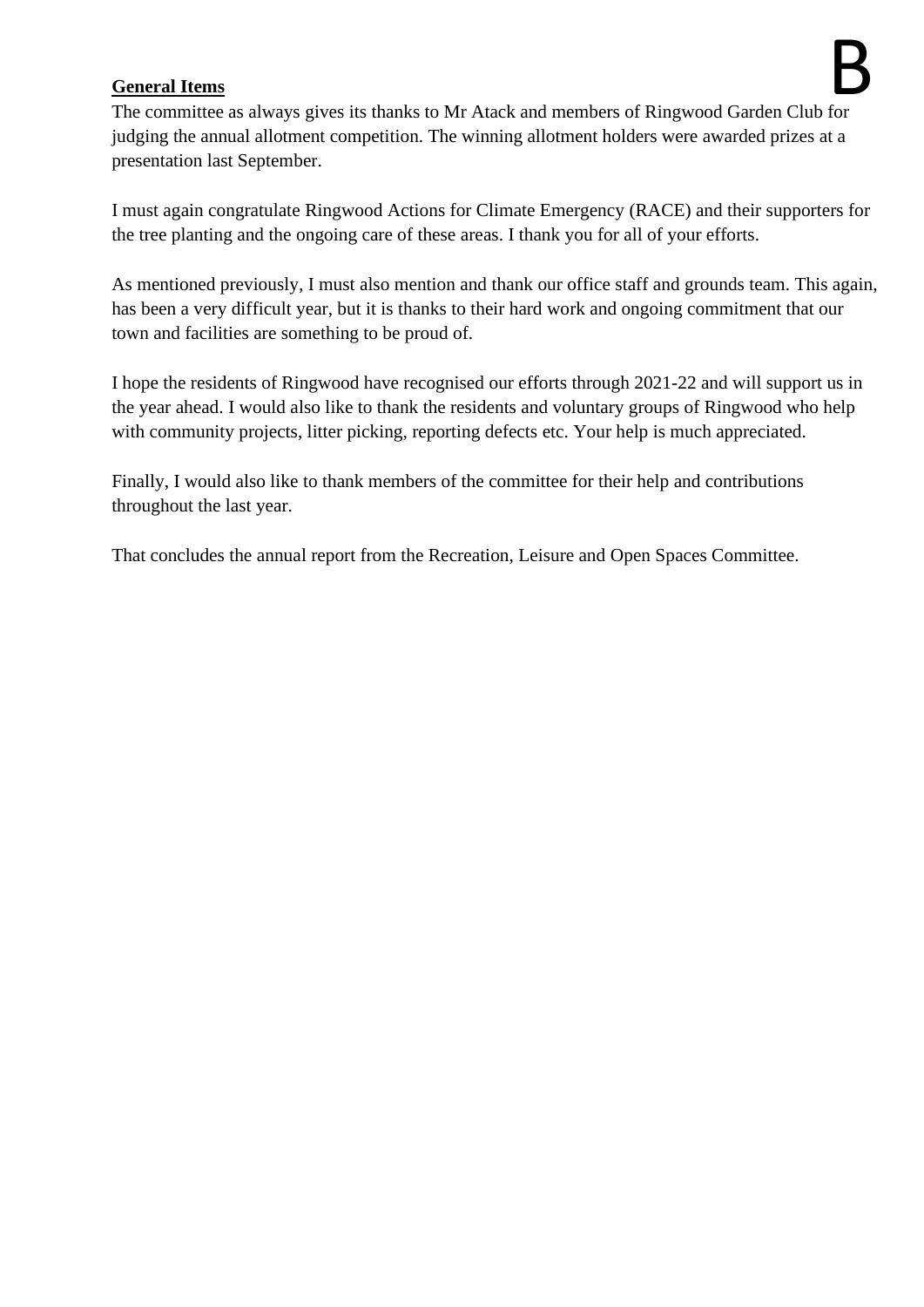**General Items**

The committee as always gives its thanks to Mr Atack and members of Ringwood Garden Club for judging the annual allotment competition. The winning allotment holders were awarded prizes at a presentation last September.

I must again congratulate Ringwood Actions for Climate Emergency (RACE) and their supporters for the tree planting and the ongoing care of these areas. I thank you for all of your efforts.

As mentioned previously, I must also mention and thank our office staff and grounds team. This again, has been a very difficult year, but it is thanks to their hard work and ongoing commitment that our town and facilities are something to be proud of.

I hope the residents of Ringwood have recognised our efforts through 2021-22 and will support us in the year ahead. I would also like to thank the residents and voluntary groups of Ringwood who help with community projects, litter picking, reporting defects etc. Your help is much appreciated.

Finally, I would also like to thank members of the committee for their help and contributions throughout the last year.

That concludes the annual report from the Recreation, Leisure and Open Spaces Committee.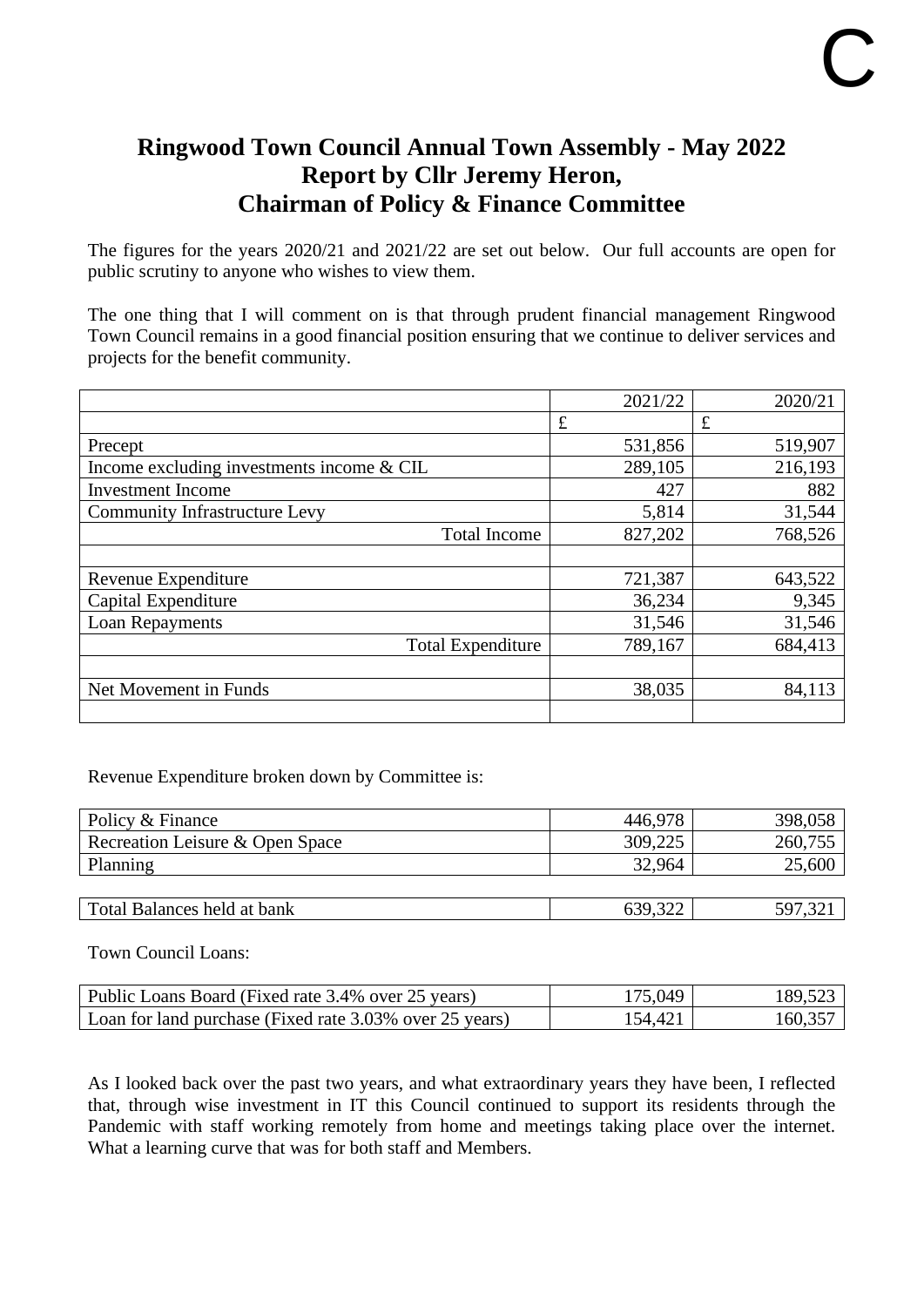C

# Ringwood Town Council Annual Town Assembly - May 2022
## Report by Cllr Jeremy Heron, Chairman of Policy & Finance Committee

The figures for the years 2020/21 and 2021/22 are set out below. Our full accounts are open for public scrutiny to anyone who wishes to view them.

The one thing that I will comment on is that through prudent financial management Ringwood Town Council remains in a good financial position ensuring that we continue to deliver services and projects for the benefit community.

| | 2021/22 | 2020/21 |
|---|---|---|
| | £ | £ |
| Precept | 531,856 | 519,907 |
| Income excluding investments income & CIL | 289,105 | 216,193 |
| Investment Income | 427 | 882 |
| Community Infrastructure Levy | 5,814 | 31,544 |
| Total Income | 827,202 | 768,526 |
| | | |
| Revenue Expenditure | 721,387 | 643,522 |
| Capital Expenditure | 36,234 | 9,345 |
| Loan Repayments | 31,546 | 31,546 |
| Total Expenditure | 789,167 | 684,413 |
| | | |
| Net Movement in Funds | 38,035 | 84,113 |
| | | |

Revenue Expenditure broken down by Committee is:

| | 2021/22 | 2020/21 |
|---|---|---|
| Policy & Finance | 446,978 | 398,058 |
| Recreation Leisure & Open Space | 309,225 | 260,755 |
| Planning | 32,964 | 25,600 |

| | 2021/22 | 2020/21 |
|---|---|---|
| Total Balances held at bank | 639,322 | 597,321 |

Town Council Loans:

| | 2021/22 | 2020/21 |
|---|---|---|
| Public Loans Board (Fixed rate 3.4% over 25 years) | 175,049 | 189,523 |
| Loan for land purchase (Fixed rate 3.03% over 25 years) | 154,421 | 160,357 |

As I looked back over the past two years, and what extraordinary years they have been, I reflected that, through wise investment in IT this Council continued to support its residents through the Pandemic with staff working remotely from home and meetings taking place over the internet. What a learning curve that was for both staff and Members.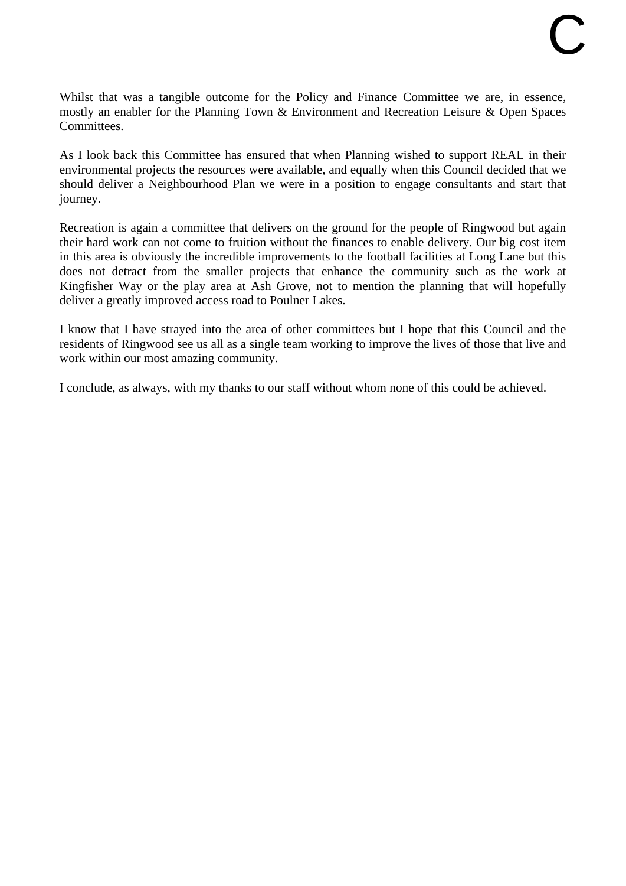C

Whilst that was a tangible outcome for the Policy and Finance Committee we are, in essence, mostly an enabler for the Planning Town & Environment and Recreation Leisure & Open Spaces Committees.

As I look back this Committee has ensured that when Planning wished to support REAL in their environmental projects the resources were available, and equally when this Council decided that we should deliver a Neighbourhood Plan we were in a position to engage consultants and start that journey.

Recreation is again a committee that delivers on the ground for the people of Ringwood but again their hard work can not come to fruition without the finances to enable delivery. Our big cost item in this area is obviously the incredible improvements to the football facilities at Long Lane but this does not detract from the smaller projects that enhance the community such as the work at Kingfisher Way or the play area at Ash Grove, not to mention the planning that will hopefully deliver a greatly improved access road to Poulner Lakes.

I know that I have strayed into the area of other committees but I hope that this Council and the residents of Ringwood see us all as a single team working to improve the lives of those that live and work within our most amazing community.

I conclude, as always, with my thanks to our staff without whom none of this could be achieved.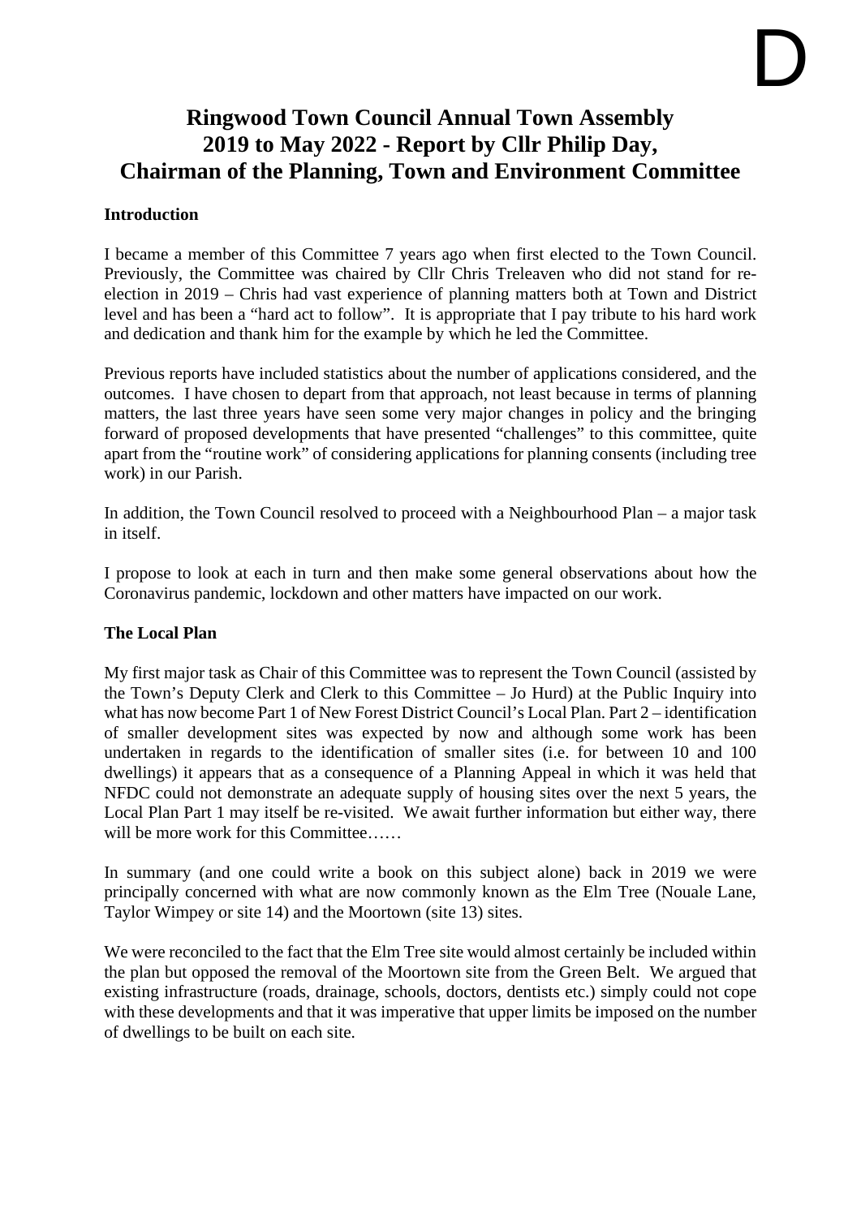D

# Ringwood Town Council Annual Town Assembly 2019 to May 2022 - Report by Cllr Philip Day, Chairman of the Planning, Town and Environment Committee

**Introduction**

I became a member of this Committee 7 years ago when first elected to the Town Council. Previously, the Committee was chaired by Cllr Chris Treleaven who did not stand for re-election in 2019 – Chris had vast experience of planning matters both at Town and District level and has been a "hard act to follow". It is appropriate that I pay tribute to his hard work and dedication and thank him for the example by which he led the Committee.

Previous reports have included statistics about the number of applications considered, and the outcomes. I have chosen to depart from that approach, not least because in terms of planning matters, the last three years have seen some very major changes in policy and the bringing forward of proposed developments that have presented "challenges" to this committee, quite apart from the "routine work" of considering applications for planning consents (including tree work) in our Parish.

In addition, the Town Council resolved to proceed with a Neighbourhood Plan – a major task in itself.

I propose to look at each in turn and then make some general observations about how the Coronavirus pandemic, lockdown and other matters have impacted on our work.

**The Local Plan**

My first major task as Chair of this Committee was to represent the Town Council (assisted by the Town's Deputy Clerk and Clerk to this Committee – Jo Hurd) at the Public Inquiry into what has now become Part 1 of New Forest District Council's Local Plan. Part 2 – identification of smaller development sites was expected by now and although some work has been undertaken in regards to the identification of smaller sites (i.e. for between 10 and 100 dwellings) it appears that as a consequence of a Planning Appeal in which it was held that NFDC could not demonstrate an adequate supply of housing sites over the next 5 years, the Local Plan Part 1 may itself be re-visited. We await further information but either way, there will be more work for this Committee……

In summary (and one could write a book on this subject alone) back in 2019 we were principally concerned with what are now commonly known as the Elm Tree (Nouale Lane, Taylor Wimpey or site 14) and the Moortown (site 13) sites.

We were reconciled to the fact that the Elm Tree site would almost certainly be included within the plan but opposed the removal of the Moortown site from the Green Belt. We argued that existing infrastructure (roads, drainage, schools, doctors, dentists etc.) simply could not cope with these developments and that it was imperative that upper limits be imposed on the number of dwellings to be built on each site.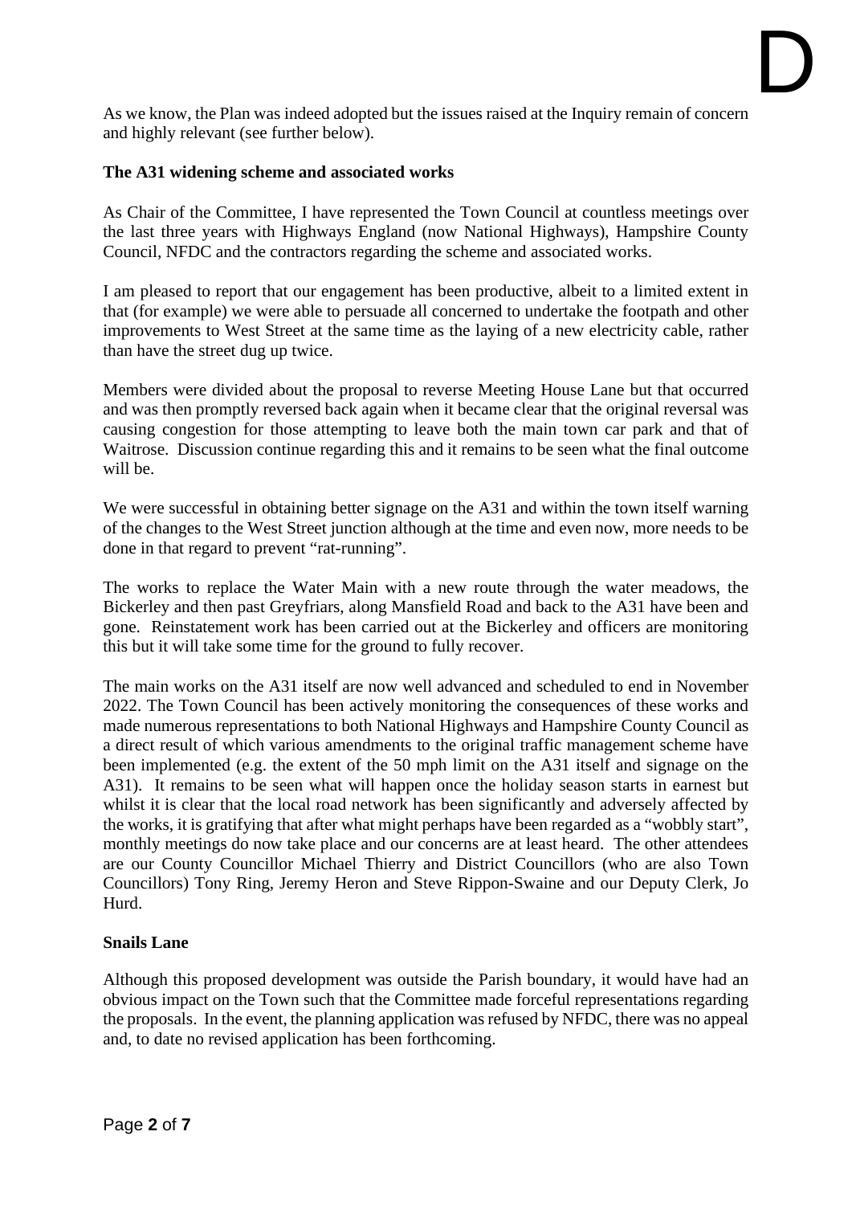As we know, the Plan was indeed adopted but the issues raised at the Inquiry remain of concern and highly relevant (see further below).

**The A31 widening scheme and associated works**

As Chair of the Committee, I have represented the Town Council at countless meetings over the last three years with Highways England (now National Highways), Hampshire County Council, NFDC and the contractors regarding the scheme and associated works.

I am pleased to report that our engagement has been productive, albeit to a limited extent in that (for example) we were able to persuade all concerned to undertake the footpath and other improvements to West Street at the same time as the laying of a new electricity cable, rather than have the street dug up twice.

Members were divided about the proposal to reverse Meeting House Lane but that occurred and was then promptly reversed back again when it became clear that the original reversal was causing congestion for those attempting to leave both the main town car park and that of Waitrose. Discussion continue regarding this and it remains to be seen what the final outcome will be.

We were successful in obtaining better signage on the A31 and within the town itself warning of the changes to the West Street junction although at the time and even now, more needs to be done in that regard to prevent "rat-running".

The works to replace the Water Main with a new route through the water meadows, the Bickerley and then past Greyfriars, along Mansfield Road and back to the A31 have been and gone. Reinstatement work has been carried out at the Bickerley and officers are monitoring this but it will take some time for the ground to fully recover.

The main works on the A31 itself are now well advanced and scheduled to end in November 2022. The Town Council has been actively monitoring the consequences of these works and made numerous representations to both National Highways and Hampshire County Council as a direct result of which various amendments to the original traffic management scheme have been implemented (e.g. the extent of the 50 mph limit on the A31 itself and signage on the A31). It remains to be seen what will happen once the holiday season starts in earnest but whilst it is clear that the local road network has been significantly and adversely affected by the works, it is gratifying that after what might perhaps have been regarded as a "wobbly start", monthly meetings do now take place and our concerns are at least heard. The other attendees are our County Councillor Michael Thierry and District Councillors (who are also Town Councillors) Tony Ring, Jeremy Heron and Steve Rippon-Swaine and our Deputy Clerk, Jo Hurd.

**Snails Lane**

Although this proposed development was outside the Parish boundary, it would have had an obvious impact on the Town such that the Committee made forceful representations regarding the proposals. In the event, the planning application was refused by NFDC, there was no appeal and, to date no revised application has been forthcoming.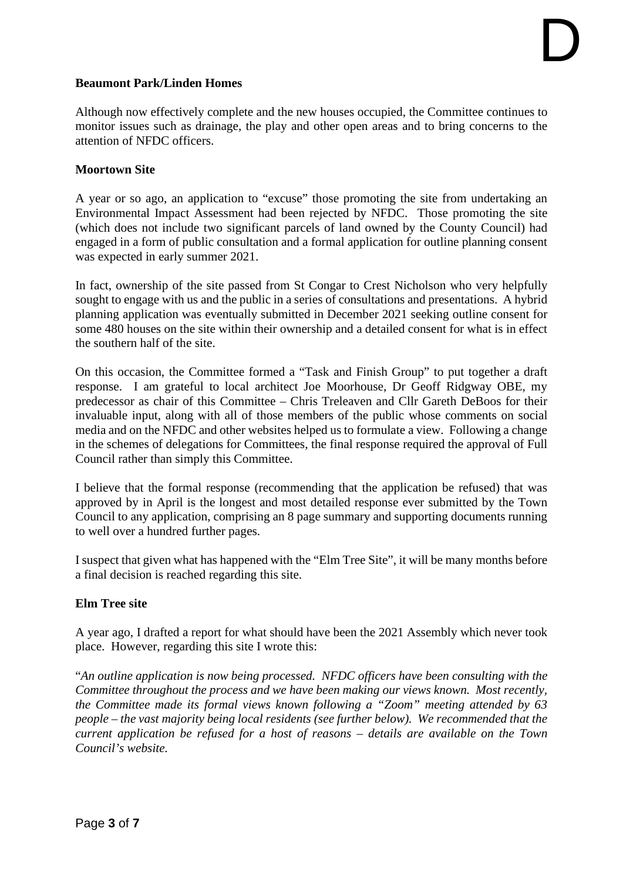D

**Beaumont Park/Linden Homes**

Although now effectively complete and the new houses occupied, the Committee continues to monitor issues such as drainage, the play and other open areas and to bring concerns to the attention of NFDC officers.

**Moortown Site**

A year or so ago, an application to "excuse" those promoting the site from undertaking an Environmental Impact Assessment had been rejected by NFDC. Those promoting the site (which does not include two significant parcels of land owned by the County Council) had engaged in a form of public consultation and a formal application for outline planning consent was expected in early summer 2021.

In fact, ownership of the site passed from St Congar to Crest Nicholson who very helpfully sought to engage with us and the public in a series of consultations and presentations. A hybrid planning application was eventually submitted in December 2021 seeking outline consent for some 480 houses on the site within their ownership and a detailed consent for what is in effect the southern half of the site.

On this occasion, the Committee formed a "Task and Finish Group" to put together a draft response. I am grateful to local architect Joe Moorhouse, Dr Geoff Ridgway OBE, my predecessor as chair of this Committee – Chris Treleaven and Cllr Gareth DeBoos for their invaluable input, along with all of those members of the public whose comments on social media and on the NFDC and other websites helped us to formulate a view. Following a change in the schemes of delegations for Committees, the final response required the approval of Full Council rather than simply this Committee.

I believe that the formal response (recommending that the application be refused) that was approved by in April is the longest and most detailed response ever submitted by the Town Council to any application, comprising an 8 page summary and supporting documents running to well over a hundred further pages.

I suspect that given what has happened with the "Elm Tree Site", it will be many months before a final decision is reached regarding this site.

**Elm Tree site**

A year ago, I drafted a report for what should have been the 2021 Assembly which never took place. However, regarding this site I wrote this:

"*An outline application is now being processed. NFDC officers have been consulting with the Committee throughout the process and we have been making our views known. Most recently, the Committee made its formal views known following a "Zoom" meeting attended by 63 people – the vast majority being local residents (see further below). We recommended that the current application be refused for a host of reasons – details are available on the Town Council's website.*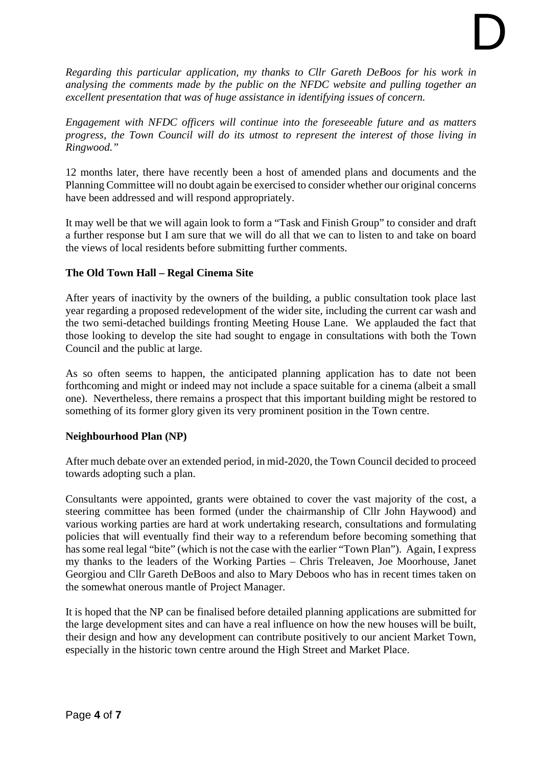*Regarding this particular application, my thanks to Cllr Gareth DeBoos for his work in analysing the comments made by the public on the NFDC website and pulling together an excellent presentation that was of huge assistance in identifying issues of concern.*

*Engagement with NFDC officers will continue into the foreseeable future and as matters progress, the Town Council will do its utmost to represent the interest of those living in Ringwood."*

12 months later, there have recently been a host of amended plans and documents and the Planning Committee will no doubt again be exercised to consider whether our original concerns have been addressed and will respond appropriately.

It may well be that we will again look to form a "Task and Finish Group" to consider and draft a further response but I am sure that we will do all that we can to listen to and take on board the views of local residents before submitting further comments.

**The Old Town Hall – Regal Cinema Site**

After years of inactivity by the owners of the building, a public consultation took place last year regarding a proposed redevelopment of the wider site, including the current car wash and the two semi-detached buildings fronting Meeting House Lane. We applauded the fact that those looking to develop the site had sought to engage in consultations with both the Town Council and the public at large.

As so often seems to happen, the anticipated planning application has to date not been forthcoming and might or indeed may not include a space suitable for a cinema (albeit a small one). Nevertheless, there remains a prospect that this important building might be restored to something of its former glory given its very prominent position in the Town centre.

**Neighbourhood Plan (NP)**

After much debate over an extended period, in mid-2020, the Town Council decided to proceed towards adopting such a plan.

Consultants were appointed, grants were obtained to cover the vast majority of the cost, a steering committee has been formed (under the chairmanship of Cllr John Haywood) and various working parties are hard at work undertaking research, consultations and formulating policies that will eventually find their way to a referendum before becoming something that has some real legal "bite" (which is not the case with the earlier "Town Plan"). Again, I express my thanks to the leaders of the Working Parties – Chris Treleaven, Joe Moorhouse, Janet Georgiou and Cllr Gareth DeBoos and also to Mary Deboos who has in recent times taken on the somewhat onerous mantle of Project Manager.

It is hoped that the NP can be finalised before detailed planning applications are submitted for the large development sites and can have a real influence on how the new houses will be built, their design and how any development can contribute positively to our ancient Market Town, especially in the historic town centre around the High Street and Market Place.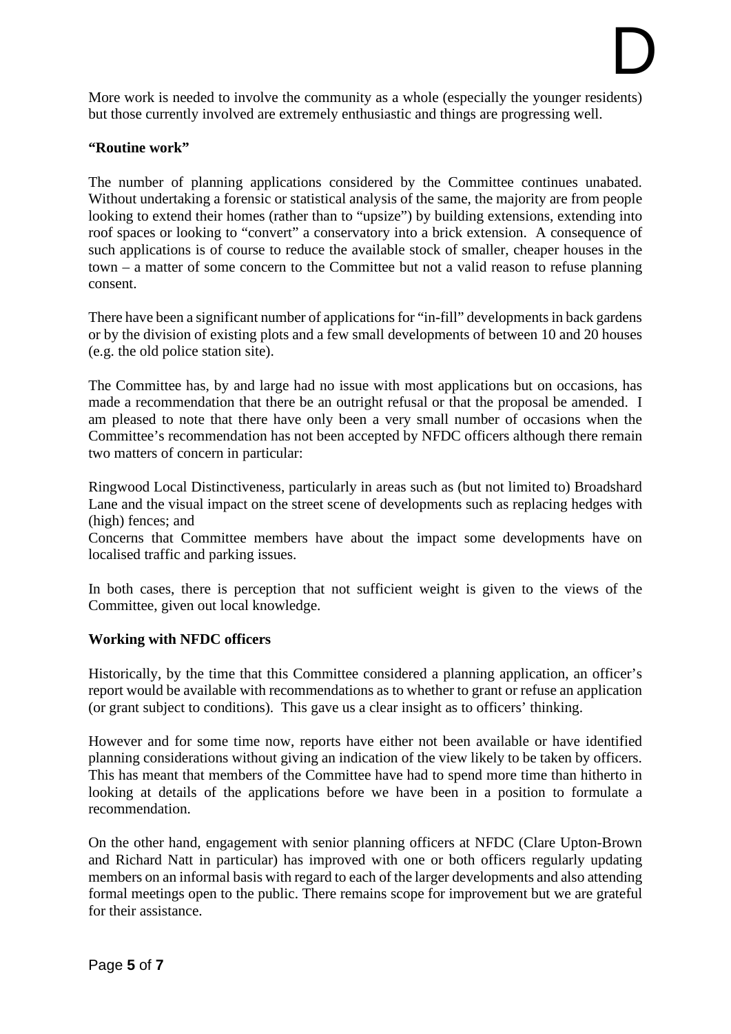More work is needed to involve the community as a whole (especially the younger residents) but those currently involved are extremely enthusiastic and things are progressing well.

**"Routine work"**

The number of planning applications considered by the Committee continues unabated. Without undertaking a forensic or statistical analysis of the same, the majority are from people looking to extend their homes (rather than to "upsize") by building extensions, extending into roof spaces or looking to "convert" a conservatory into a brick extension. A consequence of such applications is of course to reduce the available stock of smaller, cheaper houses in the town – a matter of some concern to the Committee but not a valid reason to refuse planning consent.

There have been a significant number of applications for "in-fill" developments in back gardens or by the division of existing plots and a few small developments of between 10 and 20 houses (e.g. the old police station site).

The Committee has, by and large had no issue with most applications but on occasions, has made a recommendation that there be an outright refusal or that the proposal be amended. I am pleased to note that there have only been a very small number of occasions when the Committee's recommendation has not been accepted by NFDC officers although there remain two matters of concern in particular:

Ringwood Local Distinctiveness, particularly in areas such as (but not limited to) Broadshard Lane and the visual impact on the street scene of developments such as replacing hedges with (high) fences; and

Concerns that Committee members have about the impact some developments have on localised traffic and parking issues.

In both cases, there is perception that not sufficient weight is given to the views of the Committee, given out local knowledge.

**Working with NFDC officers**

Historically, by the time that this Committee considered a planning application, an officer's report would be available with recommendations as to whether to grant or refuse an application (or grant subject to conditions). This gave us a clear insight as to officers' thinking.

However and for some time now, reports have either not been available or have identified planning considerations without giving an indication of the view likely to be taken by officers. This has meant that members of the Committee have had to spend more time than hitherto in looking at details of the applications before we have been in a position to formulate a recommendation.

On the other hand, engagement with senior planning officers at NFDC (Clare Upton-Brown and Richard Natt in particular) has improved with one or both officers regularly updating members on an informal basis with regard to each of the larger developments and also attending formal meetings open to the public. There remains scope for improvement but we are grateful for their assistance.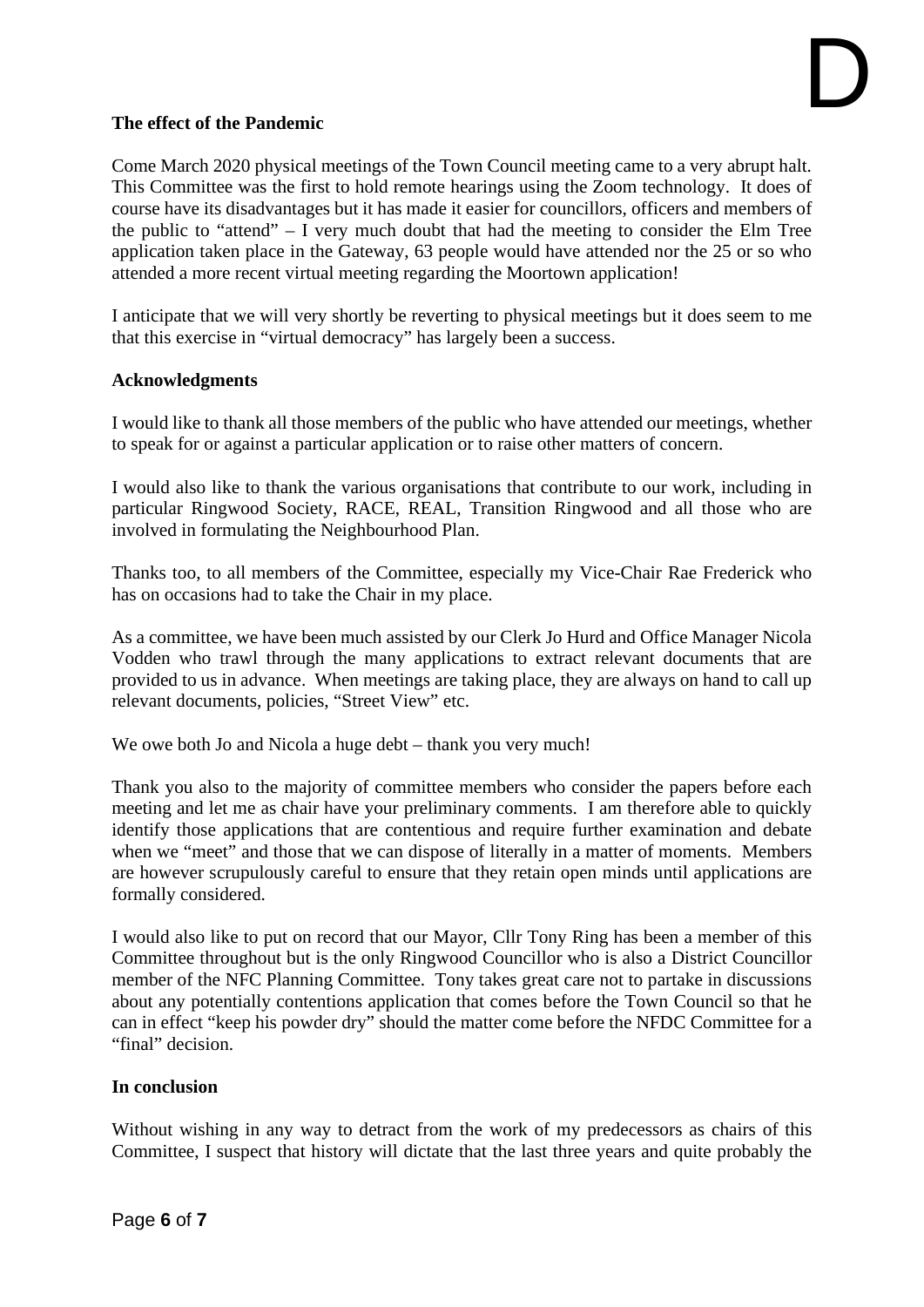D

**The effect of the Pandemic**

Come March 2020 physical meetings of the Town Council meeting came to a very abrupt halt. This Committee was the first to hold remote hearings using the Zoom technology. It does of course have its disadvantages but it has made it easier for councillors, officers and members of the public to "attend" – I very much doubt that had the meeting to consider the Elm Tree application taken place in the Gateway, 63 people would have attended nor the 25 or so who attended a more recent virtual meeting regarding the Moortown application!

I anticipate that we will very shortly be reverting to physical meetings but it does seem to me that this exercise in "virtual democracy" has largely been a success.

**Acknowledgments**

I would like to thank all those members of the public who have attended our meetings, whether to speak for or against a particular application or to raise other matters of concern.

I would also like to thank the various organisations that contribute to our work, including in particular Ringwood Society, RACE, REAL, Transition Ringwood and all those who are involved in formulating the Neighbourhood Plan.

Thanks too, to all members of the Committee, especially my Vice-Chair Rae Frederick who has on occasions had to take the Chair in my place.

As a committee, we have been much assisted by our Clerk Jo Hurd and Office Manager Nicola Vodden who trawl through the many applications to extract relevant documents that are provided to us in advance. When meetings are taking place, they are always on hand to call up relevant documents, policies, "Street View" etc.

We owe both Jo and Nicola a huge debt – thank you very much!

Thank you also to the majority of committee members who consider the papers before each meeting and let me as chair have your preliminary comments. I am therefore able to quickly identify those applications that are contentious and require further examination and debate when we "meet" and those that we can dispose of literally in a matter of moments. Members are however scrupulously careful to ensure that they retain open minds until applications are formally considered.

I would also like to put on record that our Mayor, Cllr Tony Ring has been a member of this Committee throughout but is the only Ringwood Councillor who is also a District Councillor member of the NFC Planning Committee. Tony takes great care not to partake in discussions about any potentially contentions application that comes before the Town Council so that he can in effect "keep his powder dry" should the matter come before the NFDC Committee for a "final" decision.

**In conclusion**

Without wishing in any way to detract from the work of my predecessors as chairs of this Committee, I suspect that history will dictate that the last three years and quite probably the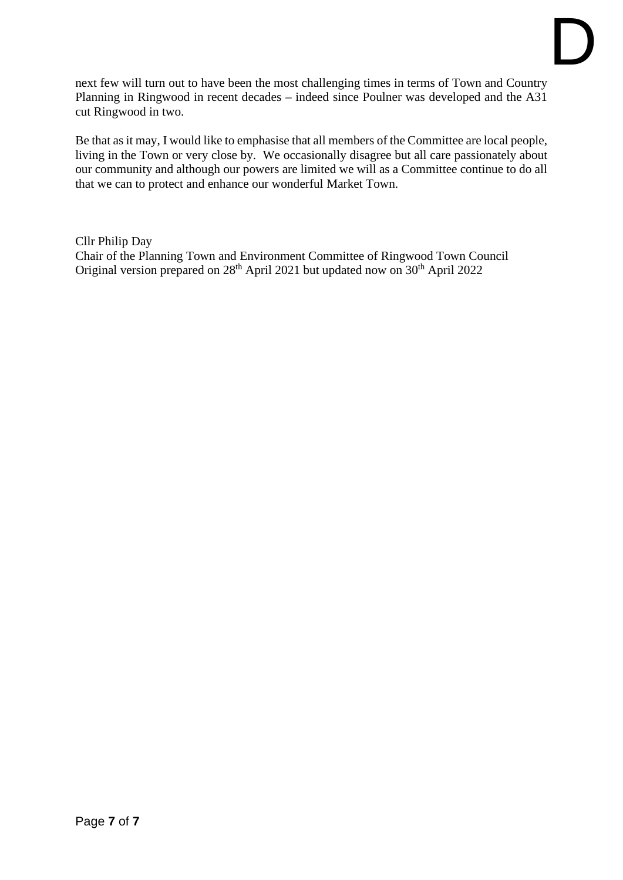next few will turn out to have been the most challenging times in terms of Town and Country Planning in Ringwood in recent decades – indeed since Poulner was developed and the A31 cut Ringwood in two.

Be that as it may, I would like to emphasise that all members of the Committee are local people, living in the Town or very close by. We occasionally disagree but all care passionately about our community and although our powers are limited we will as a Committee continue to do all that we can to protect and enhance our wonderful Market Town.

Cllr Philip Day
Chair of the Planning Town and Environment Committee of Ringwood Town Council
Original version prepared on 28th April 2021 but updated now on 30th April 2022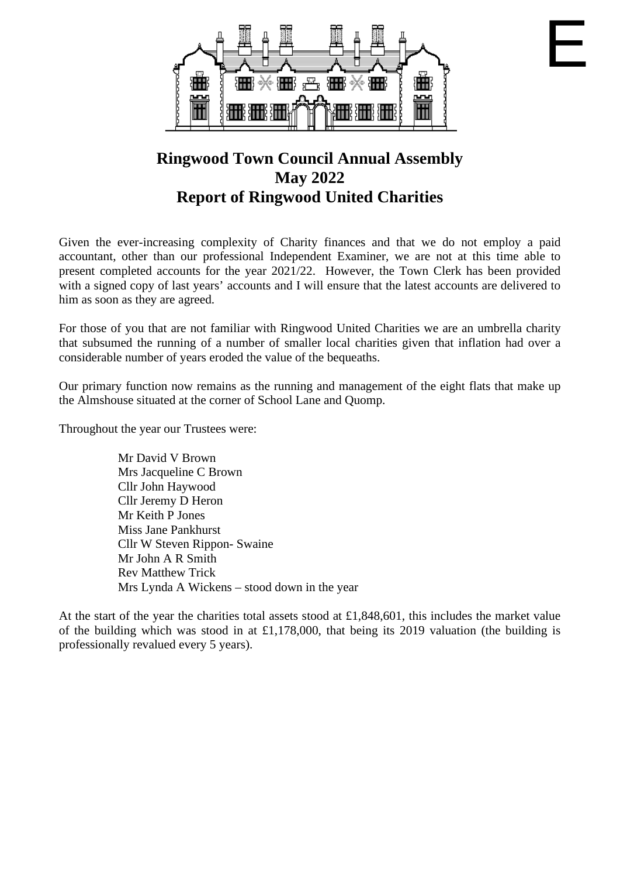E

# Ringwood Town Council Annual Assembly
# May 2022
# Report of Ringwood United Charities

Given the ever-increasing complexity of Charity finances and that we do not employ a paid accountant, other than our professional Independent Examiner, we are not at this time able to present completed accounts for the year 2021/22. However, the Town Clerk has been provided with a signed copy of last years' accounts and I will ensure that the latest accounts are delivered to him as soon as they are agreed.

For those of you that are not familiar with Ringwood United Charities we are an umbrella charity that subsumed the running of a number of smaller local charities given that inflation had over a considerable number of years eroded the value of the bequeaths.

Our primary function now remains as the running and management of the eight flats that make up the Almshouse situated at the corner of School Lane and Quomp.

Throughout the year our Trustees were:

Mr David V Brown  
Mrs Jacqueline C Brown  
Cllr John Haywood  
Cllr Jeremy D Heron  
Mr Keith P Jones  
Miss Jane Pankhurst  
Cllr W Steven Rippon- Swaine  
Mr John A R Smith  
Rev Matthew Trick  
Mrs Lynda A Wickens – stood down in the year

At the start of the year the charities total assets stood at £1,848,601, this includes the market value of the building which was stood in at £1,178,000, that being its 2019 valuation (the building is professionally revalued every 5 years).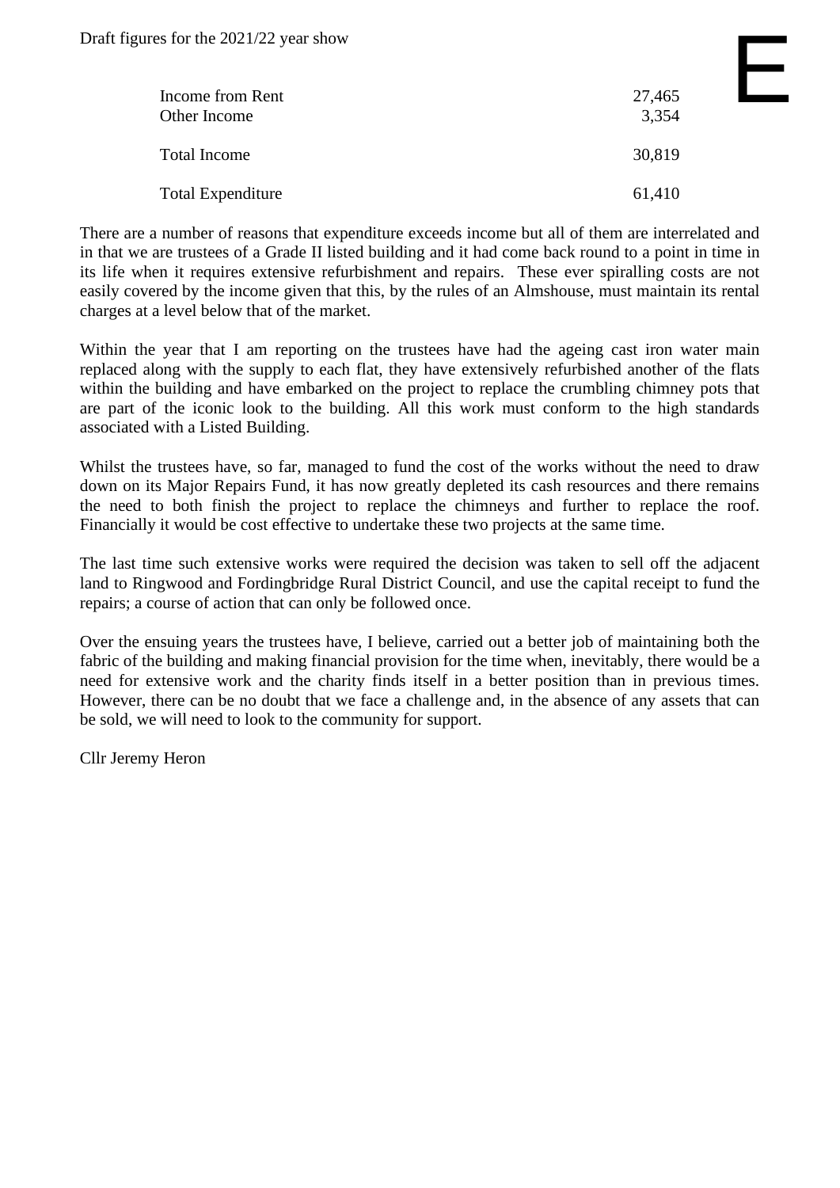Draft figures for the 2021/22 year show

E

| | |
|---|---|
| Income from Rent | 27,465 |
| Other Income | 3,354 |
| Total Income | 30,819 |
| Total Expenditure | 61,410 |

There are a number of reasons that expenditure exceeds income but all of them are interrelated and in that we are trustees of a Grade II listed building and it had come back round to a point in time in its life when it requires extensive refurbishment and repairs. These ever spiralling costs are not easily covered by the income given that this, by the rules of an Almshouse, must maintain its rental charges at a level below that of the market.

Within the year that I am reporting on the trustees have had the ageing cast iron water main replaced along with the supply to each flat, they have extensively refurbished another of the flats within the building and have embarked on the project to replace the crumbling chimney pots that are part of the iconic look to the building. All this work must conform to the high standards associated with a Listed Building.

Whilst the trustees have, so far, managed to fund the cost of the works without the need to draw down on its Major Repairs Fund, it has now greatly depleted its cash resources and there remains the need to both finish the project to replace the chimneys and further to replace the roof. Financially it would be cost effective to undertake these two projects at the same time.

The last time such extensive works were required the decision was taken to sell off the adjacent land to Ringwood and Fordingbridge Rural District Council, and use the capital receipt to fund the repairs; a course of action that can only be followed once.

Over the ensuing years the trustees have, I believe, carried out a better job of maintaining both the fabric of the building and making financial provision for the time when, inevitably, there would be a need for extensive work and the charity finds itself in a better position than in previous times. However, there can be no doubt that we face a challenge and, in the absence of any assets that can be sold, we will need to look to the community for support.

Cllr Jeremy Heron